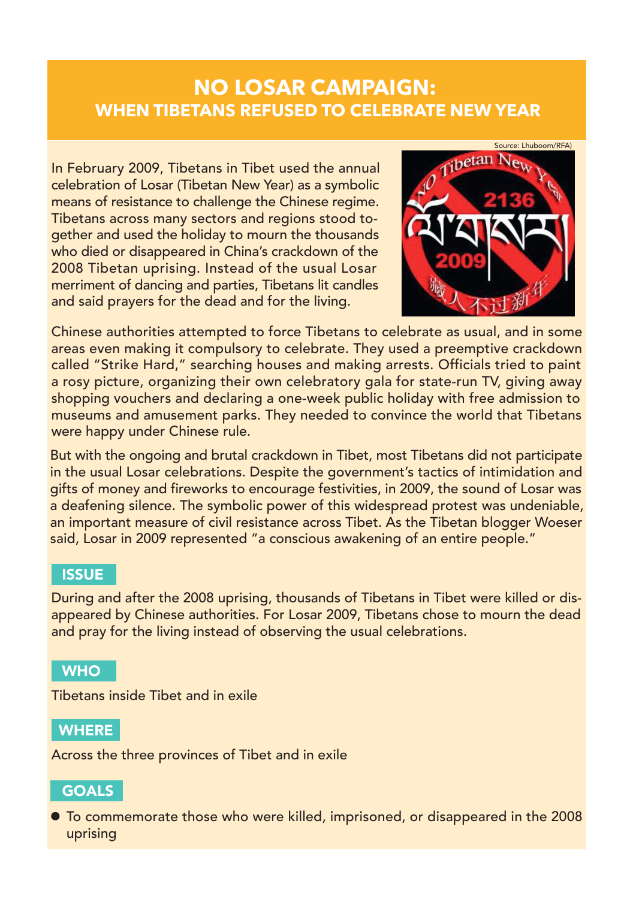# NO LOSAR CAMPAIGN:
## WHEN TIBETANS REFUSED TO CELEBRATE NEW YEAR

Source: Lhuboom/RFA)

In February 2009, Tibetans in Tibet used the annual celebration of Losar (Tibetan New Year) as a symbolic means of resistance to challenge the Chinese regime. Tibetans across many sectors and regions stood together and used the holiday to mourn the thousands who died or disappeared in China's crackdown of the 2008 Tibetan uprising. Instead of the usual Losar merriment of dancing and parties, Tibetans lit candles and said prayers for the dead and for the living.

Chinese authorities attempted to force Tibetans to celebrate as usual, and in some areas even making it compulsory to celebrate. They used a preemptive crackdown called "Strike Hard," searching houses and making arrests. Officials tried to paint a rosy picture, organizing their own celebratory gala for state-run TV, giving away shopping vouchers and declaring a one-week public holiday with free admission to museums and amusement parks. They needed to convince the world that Tibetans were happy under Chinese rule.

But with the ongoing and brutal crackdown in Tibet, most Tibetans did not participate in the usual Losar celebrations. Despite the government's tactics of intimidation and gifts of money and fireworks to encourage festivities, in 2009, the sound of Losar was a deafening silence. The symbolic power of this widespread protest was undeniable, an important measure of civil resistance across Tibet. As the Tibetan blogger Woeser said, Losar in 2009 represented "a conscious awakening of an entire people."

### ISSUE

During and after the 2008 uprising, thousands of Tibetans in Tibet were killed or disappeared by Chinese authorities. For Losar 2009, Tibetans chose to mourn the dead and pray for the living instead of observing the usual celebrations.

### WHO

Tibetans inside Tibet and in exile

### WHERE

Across the three provinces of Tibet and in exile

### GOALS

- To commemorate those who were killed, imprisoned, or disappeared in the 2008 uprising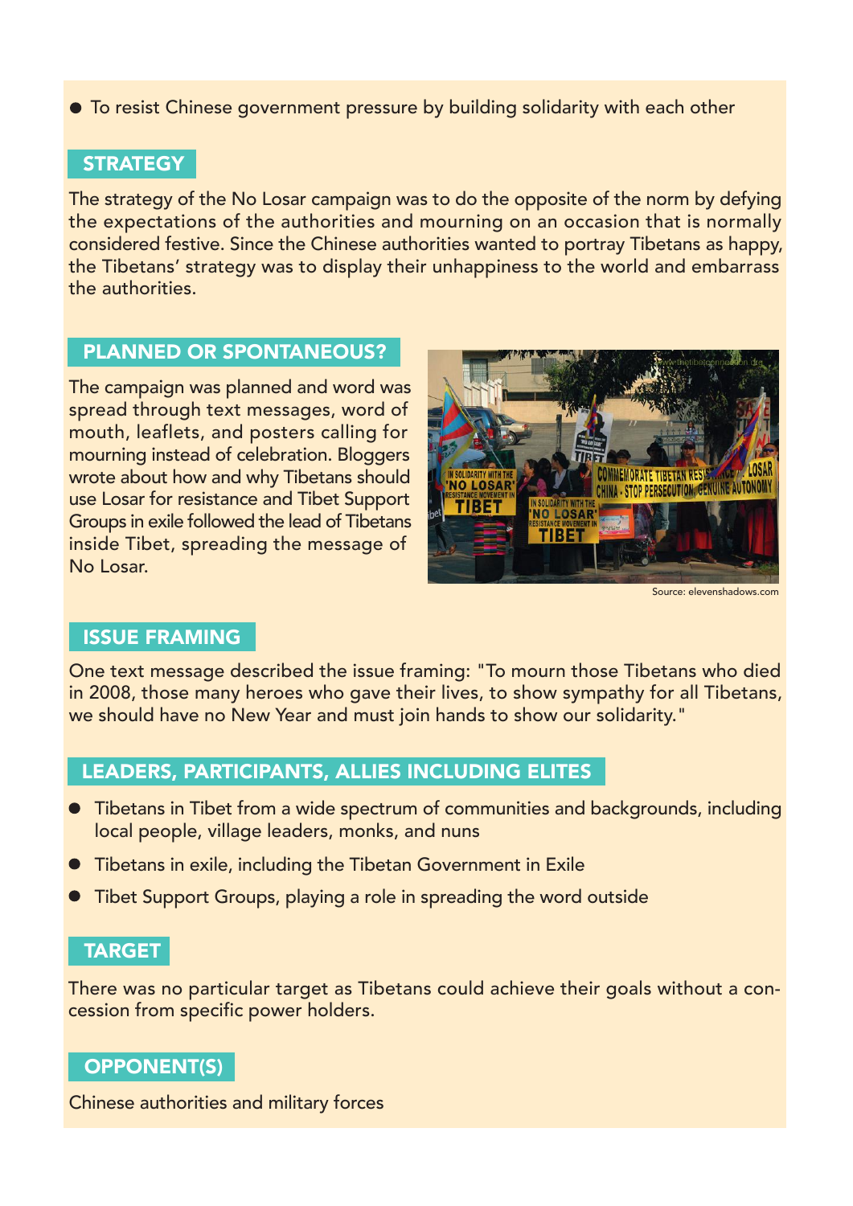- To resist Chinese government pressure by building solidarity with each other

## STRATEGY

The strategy of the No Losar campaign was to do the opposite of the norm by defying the expectations of the authorities and mourning on an occasion that is normally considered festive. Since the Chinese authorities wanted to portray Tibetans as happy, the Tibetans' strategy was to display their unhappiness to the world and embarrass the authorities.

## PLANNED OR SPONTANEOUS?

The campaign was planned and word was spread through text messages, word of mouth, leaflets, and posters calling for mourning instead of celebration. Bloggers wrote about how and why Tibetans should use Losar for resistance and Tibet Support Groups in exile followed the lead of Tibetans inside Tibet, spreading the message of No Losar.

Source: elevenshadows.com

## ISSUE FRAMING

One text message described the issue framing: "To mourn those Tibetans who died in 2008, those many heroes who gave their lives, to show sympathy for all Tibetans, we should have no New Year and must join hands to show our solidarity."

## LEADERS, PARTICIPANTS, ALLIES INCLUDING ELITES

- Tibetans in Tibet from a wide spectrum of communities and backgrounds, including local people, village leaders, monks, and nuns
- Tibetans in exile, including the Tibetan Government in Exile
- Tibet Support Groups, playing a role in spreading the word outside

## TARGET

There was no particular target as Tibetans could achieve their goals without a concession from specific power holders.

## OPPONENT(S)

Chinese authorities and military forces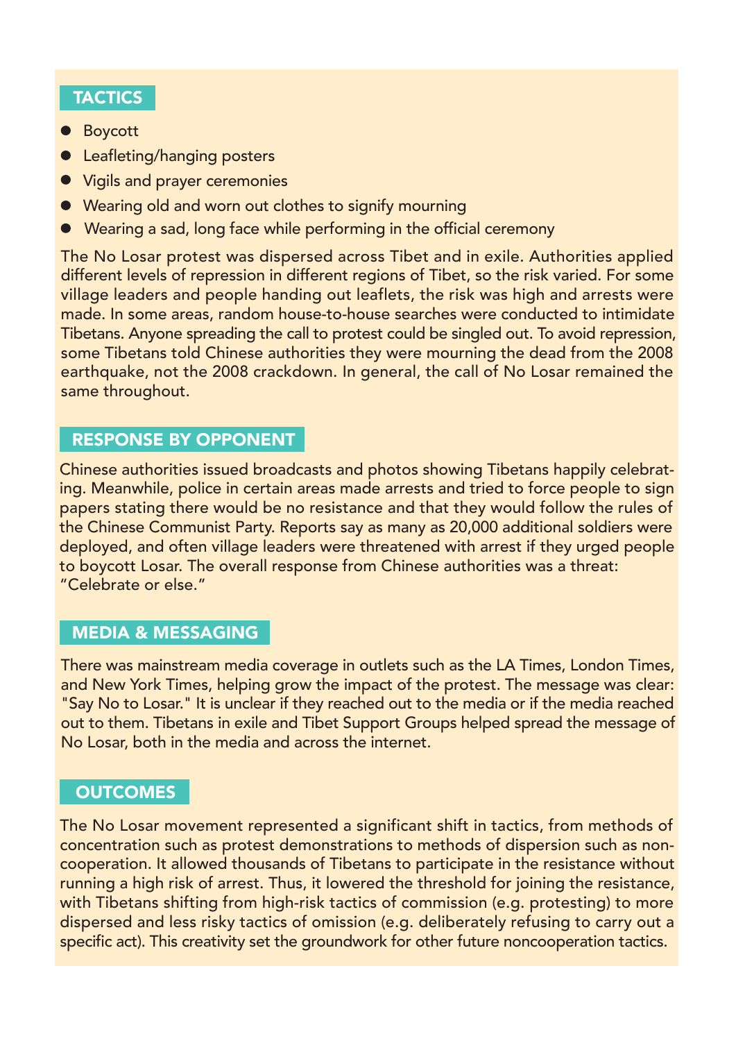## TACTICS

- Boycott
- Leafleting/hanging posters
- Vigils and prayer ceremonies
- Wearing old and worn out clothes to signify mourning
- Wearing a sad, long face while performing in the official ceremony

The No Losar protest was dispersed across Tibet and in exile. Authorities applied different levels of repression in different regions of Tibet, so the risk varied. For some village leaders and people handing out leaflets, the risk was high and arrests were made. In some areas, random house-to-house searches were conducted to intimidate Tibetans. Anyone spreading the call to protest could be singled out. To avoid repression, some Tibetans told Chinese authorities they were mourning the dead from the 2008 earthquake, not the 2008 crackdown. In general, the call of No Losar remained the same throughout.

## RESPONSE BY OPPONENT

Chinese authorities issued broadcasts and photos showing Tibetans happily celebrating. Meanwhile, police in certain areas made arrests and tried to force people to sign papers stating there would be no resistance and that they would follow the rules of the Chinese Communist Party. Reports say as many as 20,000 additional soldiers were deployed, and often village leaders were threatened with arrest if they urged people to boycott Losar. The overall response from Chinese authorities was a threat: "Celebrate or else."

## MEDIA & MESSAGING

There was mainstream media coverage in outlets such as the LA Times, London Times, and New York Times, helping grow the impact of the protest. The message was clear: "Say No to Losar." It is unclear if they reached out to the media or if the media reached out to them. Tibetans in exile and Tibet Support Groups helped spread the message of No Losar, both in the media and across the internet.

## OUTCOMES

The No Losar movement represented a significant shift in tactics, from methods of concentration such as protest demonstrations to methods of dispersion such as noncooperation. It allowed thousands of Tibetans to participate in the resistance without running a high risk of arrest. Thus, it lowered the threshold for joining the resistance, with Tibetans shifting from high-risk tactics of commission (e.g. protesting) to more dispersed and less risky tactics of omission (e.g. deliberately refusing to carry out a specific act). This creativity set the groundwork for other future noncooperation tactics.